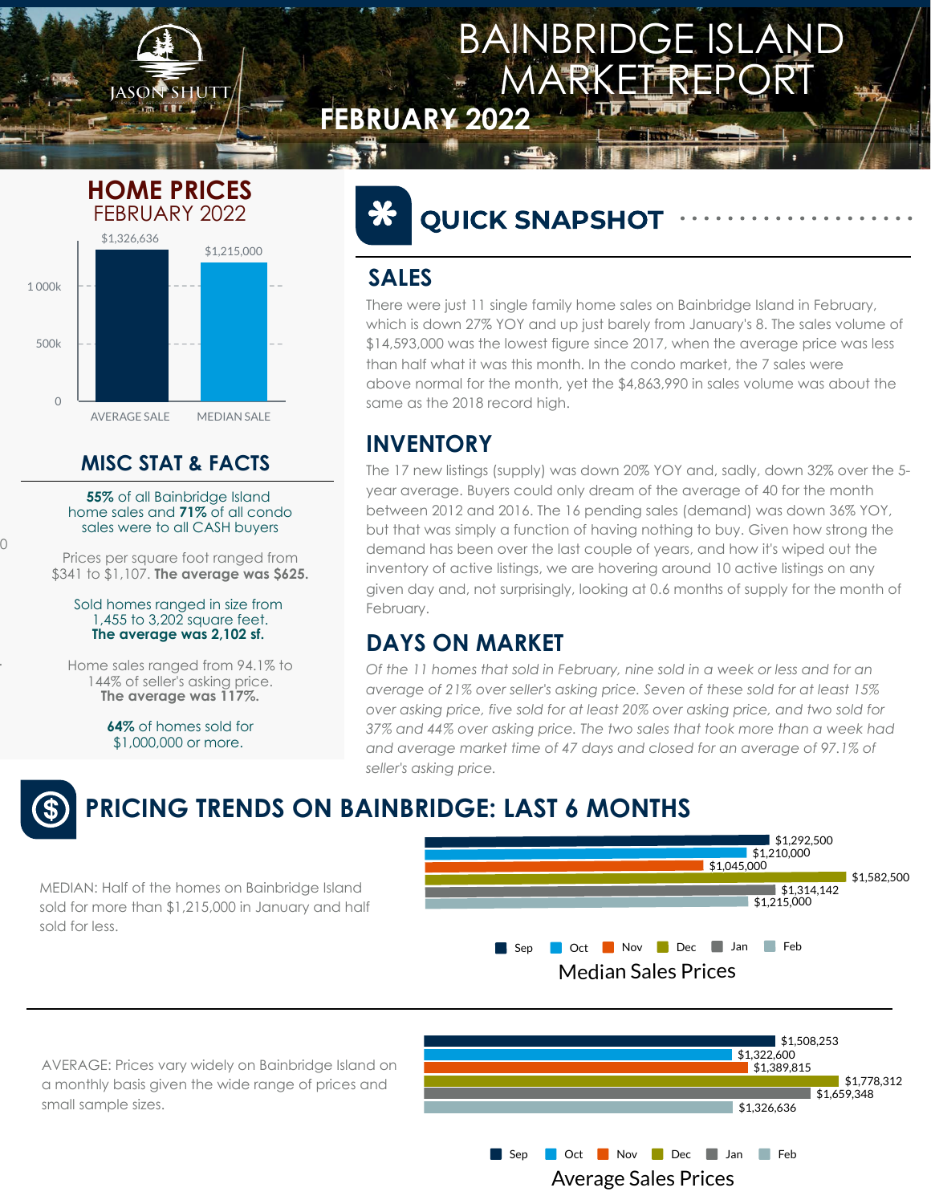# BAINBRIDGE ISLAND MARKET REPORT

## FEBRUARY 2022

## HOME PRICES
FEBRUARY 2022

| | |
|---|---|
| AVERAGE SALE | $1,326,636 |
| MEDIAN SALE | $1,215,000 |

## MISC STAT & FACTS

**55%** of all Bainbridge Island home sales and **71%** of all condo sales were to all CASH buyers

Prices per square foot ranged from $341 to $1,107. **The average was $625.**

Sold homes ranged in size from 1,455 to 3,202 square feet. **The average was 2,102 sf.**

Home sales ranged from 94.1% to 144% of seller's asking price. **The average was 117%.**

**64%** of homes sold for $1,000,000 or more.

## QUICK SNAPSHOT

### SALES

There were just 11 single family home sales on Bainbridge Island in February, which is down 27% YOY and up just barely from January's 8. The sales volume of $14,593,000 was the lowest figure since 2017, when the average price was less than half what it was this month. In the condo market, the 7 sales were above normal for the month, yet the $4,863,990 in sales volume was about the same as the 2018 record high.

### INVENTORY

The 17 new listings (supply) was down 20% YOY and, sadly, down 32% over the 5-year average. Buyers could only dream of the average of 40 for the month between 2012 and 2016. The 16 pending sales (demand) was down 36% YOY, but that was simply a function of having nothing to buy. Given how strong the demand has been over the last couple of years, and how it's wiped out the inventory of active listings, we are hovering around 10 active listings on any given day and, not surprisingly, looking at 0.6 months of supply for the month of February.

### DAYS ON MARKET

*Of the 11 homes that sold in February, nine sold in a week or less and for an average of 21% over seller's asking price. Seven of these sold for at least 15% over asking price, five sold for at least 20% over asking price, and two sold for 37% and 44% over asking price. The two sales that took more than a week had and average market time of 47 days and closed for an average of 97.1% of seller's asking price.*

## PRICING TRENDS ON BAINBRIDGE: LAST 6 MONTHS

MEDIAN: Half of the homes on Bainbridge Island sold for more than $1,215,000 in January and half sold for less.

**Median Sales Prices**

| Month | Median Sales Price |
|---|---|
| Sep | $1,292,500 |
| Oct | $1,210,000 |
| Nov | $1,045,000 |
| Dec | $1,582,500 |
| Jan | $1,314,142 |
| Feb | $1,215,000 |

AVERAGE: Prices vary widely on Bainbridge Island on a monthly basis given the wide range of prices and small sample sizes.

**Average Sales Prices**

| Month | Average Sales Price |
|---|---|
| Sep | $1,508,253 |
| Oct | $1,322,600 |
| Nov | $1,389,815 |
| Dec | $1,778,312 |
| Jan | $1,659,348 |
| Feb | $1,326,636 |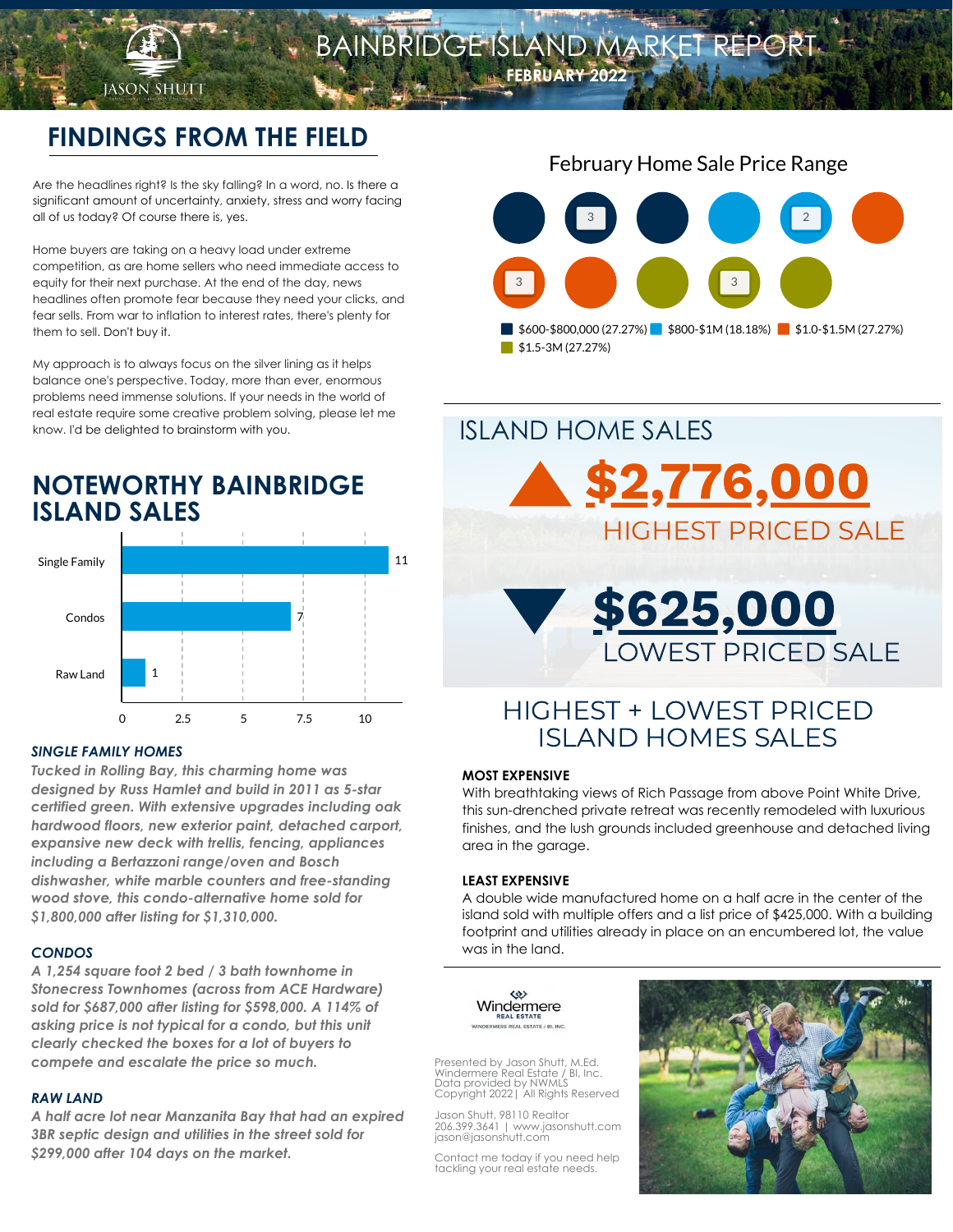# BAINBRIDGE ISLAND MARKET REPORT

**FEBRUARY 2022**

## FINDINGS FROM THE FIELD

Are the headlines right? Is the sky falling? In a word, no. Is there a significant amount of uncertainty, anxiety, stress and worry facing all of us today? Of course there is, yes.

Home buyers are taking on a heavy load under extreme competition, as are home sellers who need immediate access to equity for their next purchase. At the end of the day, news headlines often promote fear because they need your clicks, and fear sells. From war to inflation to interest rates, there's plenty for them to sell. Don't buy it.

My approach is to always focus on the silver lining as it helps balance one's perspective. Today, more than ever, enormous problems need immense solutions. If your needs in the world of real estate require some creative problem solving, please let me know. I'd be delighted to brainstorm with you.

## NOTEWORTHY BAINBRIDGE ISLAND SALES

Single Family 11
Condos 7
Raw Land 1
0 2.5 5 7.5 10

***SINGLE FAMILY HOMES***

***Tucked in Rolling Bay, this charming home was designed by Russ Hamlet and build in 2011 as 5-star certified green. With extensive upgrades including oak hardwood floors, new exterior paint, detached carport, expansive new deck with trellis, fencing, appliances including a Bertazzoni range/oven and Bosch dishwasher, white marble counters and free-standing wood stove, this condo-alternative home sold for $1,800,000 after listing for $1,310,000.***

***CONDOS***

***A 1,254 square foot 2 bed / 3 bath townhome in Stonecress Townhomes (across from ACE Hardware) sold for $687,000 after listing for $598,000. A 114% of asking price is not typical for a condo, but this unit clearly checked the boxes for a lot of buyers to compete and escalate the price so much.***

***RAW LAND***

***A half acre lot near Manzanita Bay that had an expired 3BR septic design and utilities in the street sold for $299,000 after 104 days on the market.***

## February Home Sale Price Range

3
2
3
3

$600-$800,000 (27.27%) $800-$1M (18.18%) $1.0-$1.5M (27.27%) $1.5-3M (27.27%)

## ISLAND HOME SALES

**$2,776,000**
HIGHEST PRICED SALE

**$625,000**
LOWEST PRICED SALE

## HIGHEST + LOWEST PRICED ISLAND HOMES SALES

**MOST EXPENSIVE**

With breathtaking views of Rich Passage from above Point White Drive, this sun-drenched private retreat was recently remodeled with luxurious finishes, and the lush grounds included greenhouse and detached living area in the garage.

**LEAST EXPENSIVE**

A double wide manufactured home on a half acre in the center of the island sold with multiple offers and a list price of $425,000. With a building footprint and utilities already in place on an encumbered lot, the value was in the land.

Windermere REAL ESTATE
WINDERMERE REAL ESTATE / BI, INC.

Presented by Jason Shutt, M.Ed.
Windermere Real Estate / BI, Inc.
Data provided by NWMLS
Copyright 2022 | All Rights Reserved

Jason Shutt, 98110 Realtor
206.399.3641 | www.jasonshutt.com
jason@jasonshutt.com

Contact me today if you need help tackling your real estate needs.